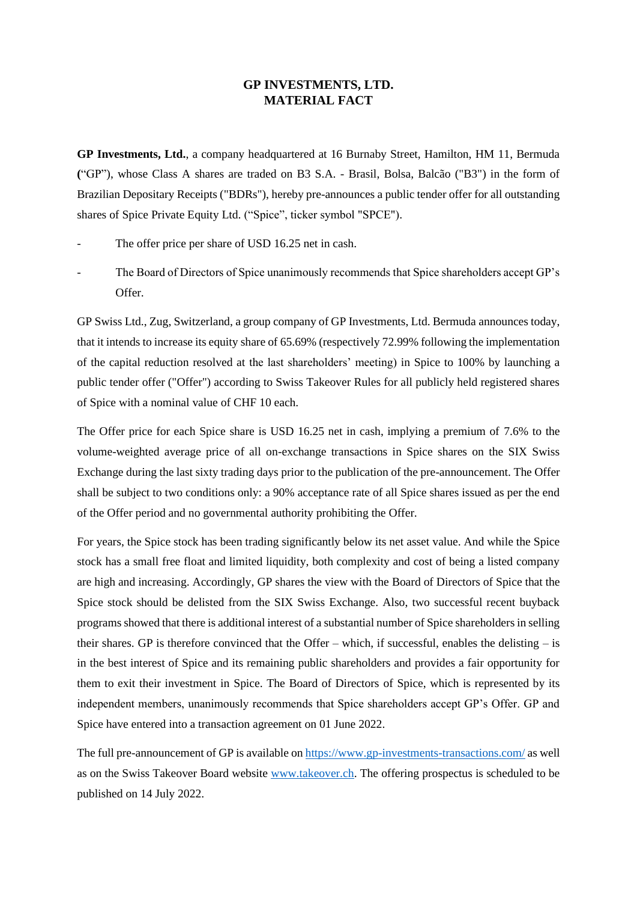# GP INVESTMENTS, LTD.
# MATERIAL FACT

**GP Investments, Ltd.**, a company headquartered at 16 Burnaby Street, Hamilton, HM 11, Bermuda **(**"GP"), whose Class A shares are traded on B3 S.A. - Brasil, Bolsa, Balcão ("B3") in the form of Brazilian Depositary Receipts ("BDRs"), hereby pre-announces a public tender offer for all outstanding shares of Spice Private Equity Ltd. ("Spice", ticker symbol "SPCE").

- The offer price per share of USD 16.25 net in cash.
- The Board of Directors of Spice unanimously recommends that Spice shareholders accept GP's Offer.

GP Swiss Ltd., Zug, Switzerland, a group company of GP Investments, Ltd. Bermuda announces today, that it intends to increase its equity share of 65.69% (respectively 72.99% following the implementation of the capital reduction resolved at the last shareholders' meeting) in Spice to 100% by launching a public tender offer ("Offer") according to Swiss Takeover Rules for all publicly held registered shares of Spice with a nominal value of CHF 10 each.

The Offer price for each Spice share is USD 16.25 net in cash, implying a premium of 7.6% to the volume-weighted average price of all on-exchange transactions in Spice shares on the SIX Swiss Exchange during the last sixty trading days prior to the publication of the pre-announcement. The Offer shall be subject to two conditions only: a 90% acceptance rate of all Spice shares issued as per the end of the Offer period and no governmental authority prohibiting the Offer.

For years, the Spice stock has been trading significantly below its net asset value. And while the Spice stock has a small free float and limited liquidity, both complexity and cost of being a listed company are high and increasing. Accordingly, GP shares the view with the Board of Directors of Spice that the Spice stock should be delisted from the SIX Swiss Exchange. Also, two successful recent buyback programs showed that there is additional interest of a substantial number of Spice shareholders in selling their shares. GP is therefore convinced that the Offer – which, if successful, enables the delisting – is in the best interest of Spice and its remaining public shareholders and provides a fair opportunity for them to exit their investment in Spice. The Board of Directors of Spice, which is represented by its independent members, unanimously recommends that Spice shareholders accept GP's Offer. GP and Spice have entered into a transaction agreement on 01 June 2022.

The full pre-announcement of GP is available on [https://www.gp-investments-transactions.com/](https://www.gp-investments-transactions.com/) as well as on the Swiss Takeover Board website [www.takeover.ch](http://www.takeover.ch). The offering prospectus is scheduled to be published on 14 July 2022.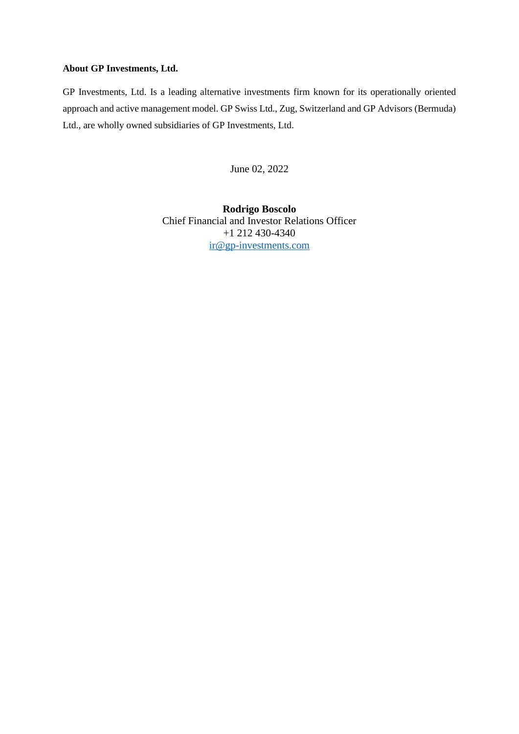**About GP Investments, Ltd.**

GP Investments, Ltd. Is a leading alternative investments firm known for its operationally oriented approach and active management model. GP Swiss Ltd., Zug, Switzerland and GP Advisors (Bermuda) Ltd., are wholly owned subsidiaries of GP Investments, Ltd.

June 02, 2022

**Rodrigo Boscolo**
Chief Financial and Investor Relations Officer
+1 212 430-4340
ir@gp-investments.com